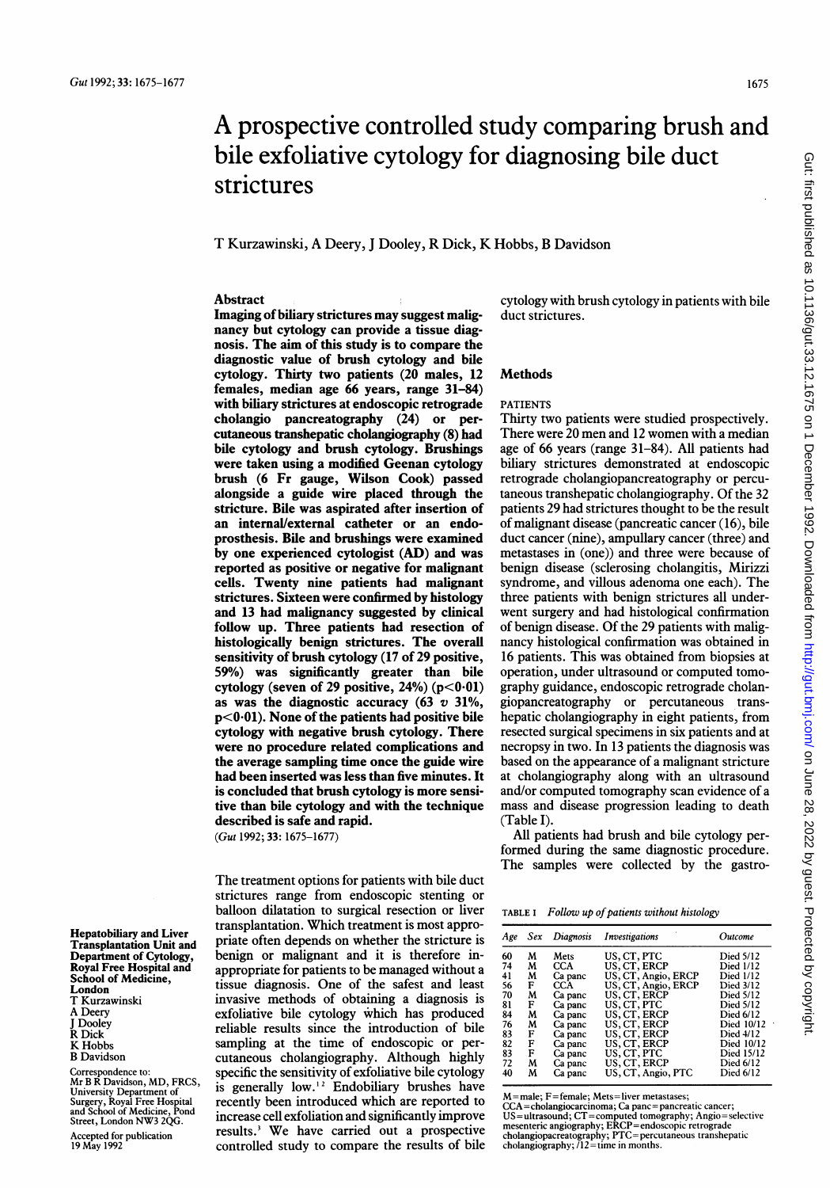# A prospective controlled study comparing brush and bile exfoliative cytology for diagnosing bile duct strictures

T Kurzawinski, A Deery, J Dooley, R Dick, K Hobbs, B Davidson

## Abstract

**Imaging of biliary strictures may suggest malignancy but cytology can provide a tissue diagnosis. The aim of this study is to compare the diagnostic value of brush cytology and bile cytology. Thirty two patients (20 males, 12 females, median age 66 years, range 31–84) with biliary strictures at endoscopic retrograde cholangio pancreatography (24) or percutaneous transhepatic cholangiography (8) had bile cytology and brush cytology. Brushings were taken using a modified Geenan cytology brush (6 Fr gauge, Wilson Cook) passed alongside a guide wire placed through the stricture. Bile was aspirated after insertion of an internal/external catheter or an endoprosthesis. Bile and brushings were examined by one experienced cytologist (AD) and was reported as positive or negative for malignant cells. Twenty nine patients had malignant strictures. Sixteen were confirmed by histology and 13 had malignancy suggested by clinical follow up. Three patients had resection of histologically benign strictures. The overall sensitivity of brush cytology (17 of 29 positive, 59%) was significantly greater than bile cytology (seven of 29 positive, 24%) ($p<0.01$) as was the diagnostic accuracy (63 v 31%, $p<0.01$). None of the patients had positive bile cytology with negative brush cytology. There were no procedure related complications and the average sampling time once the guide wire had been inserted was less than five minutes. It is concluded that brush cytology is more sensitive than bile cytology and with the technique described is safe and rapid.**

(*Gut* 1992; 33: 1675–1677)

The treatment options for patients with bile duct strictures range from endoscopic stenting or balloon dilatation to surgical resection or liver transplantation. Which treatment is most appropriate often depends on whether the stricture is benign or malignant and it is therefore inappropriate for patients to be managed without a tissue diagnosis. One of the safest and least invasive methods of obtaining a diagnosis is exfoliative bile cytology which has produced reliable results since the introduction of bile sampling at the time of endoscopic or percutaneous cholangiography. Although highly specific the sensitivity of exfoliative bile cytology is generally low.[1,2] Endobiliary brushes have recently been introduced which are reported to increase cell exfoliation and significantly improve results.[3] We have carried out a prospective controlled study to compare the results of bile cytology with brush cytology in patients with bile duct strictures.

**Hepatobiliary and Liver Transplantation Unit and Department of Cytology, Royal Free Hospital and School of Medicine, London**
T Kurzawinski
A Deery
J Dooley
R Dick
K Hobbs
B Davidson

Correspondence to:
Mr B R Davidson, MD, FRCS, University Department of Surgery, Royal Free Hospital and School of Medicine, Pond Street, London NW3 2QG.

Accepted for publication 19 May 1992

## Methods

### PATIENTS

Thirty two patients were studied prospectively. There were 20 men and 12 women with a median age of 66 years (range 31–84). All patients had biliary strictures demonstrated at endoscopic retrograde cholangiopancreatography or percutaneous transhepatic cholangiography. Of the 32 patients 29 had strictures thought to be the result of malignant disease (pancreatic cancer (16), bile duct cancer (nine), ampullary cancer (three) and metastases in (one)) and three were because of benign disease (sclerosing cholangitis, Mirizzi syndrome, and villous adenoma one each). The three patients with benign strictures all underwent surgery and had histological confirmation of benign disease. Of the 29 patients with malignancy histological confirmation was obtained in 16 patients. This was obtained from biopsies at operation, under ultrasound or computed tomography guidance, endoscopic retrograde cholangiopancreatography or percutaneous transhepatic cholangiography in eight patients, from resected surgical specimens in six patients and at necropsy in two. In 13 patients the diagnosis was based on the appearance of a malignant stricture at cholangiography along with an ultrasound and/or computed tomography scan evidence of a mass and disease progression leading to death (Table I).

All patients had brush and bile cytology performed during the same diagnostic procedure. The samples were collected by the gastro-

TABLE I *Follow up of patients without histology*

| *Age* | *Sex* | *Diagnosis* | *Investigations* | *Outcome* |
|---|---|---|---|---|
| 60 | M | Mets | US, CT, PTC | Died 5/12 |
| 74 | M | CCA | US, CT, ERCP | Died 1/12 |
| 41 | M | Ca panc | US, CT, Angio, ERCP | Died 1/12 |
| 56 | F | CCA | US, CT, Angio, ERCP | Died 3/12 |
| 70 | M | Ca panc | US, CT, ERCP | Died 5/12 |
| 81 | F | Ca panc | US, CT, PTC | Died 5/12 |
| 84 | M | Ca panc | US, CT, ERCP | Died 6/12 |
| 76 | M | Ca panc | US, CT, ERCP | Died 10/12 |
| 83 | F | Ca panc | US, CT, ERCP | Died 4/12 |
| 82 | F | Ca panc | US, CT, ERCP | Died 10/12 |
| 83 | F | Ca panc | US, CT, PTC | Died 15/12 |
| 72 | M | Ca panc | US, CT, ERCP | Died 6/12 |
| 40 | M | Ca panc | US, CT, Angio, PTC | Died 6/12 |

M=male; F=female; Mets=liver metastases; CCA=cholangiocarcinoma; Ca panc=pancreatic cancer; US=ultrasound; CT=computed tomography; Angio=selective mesenteric angiography; ERCP=endoscopic retrograde cholangiopacreatography; PTC=percutaneous transhepatic cholangiography; /12=time in months.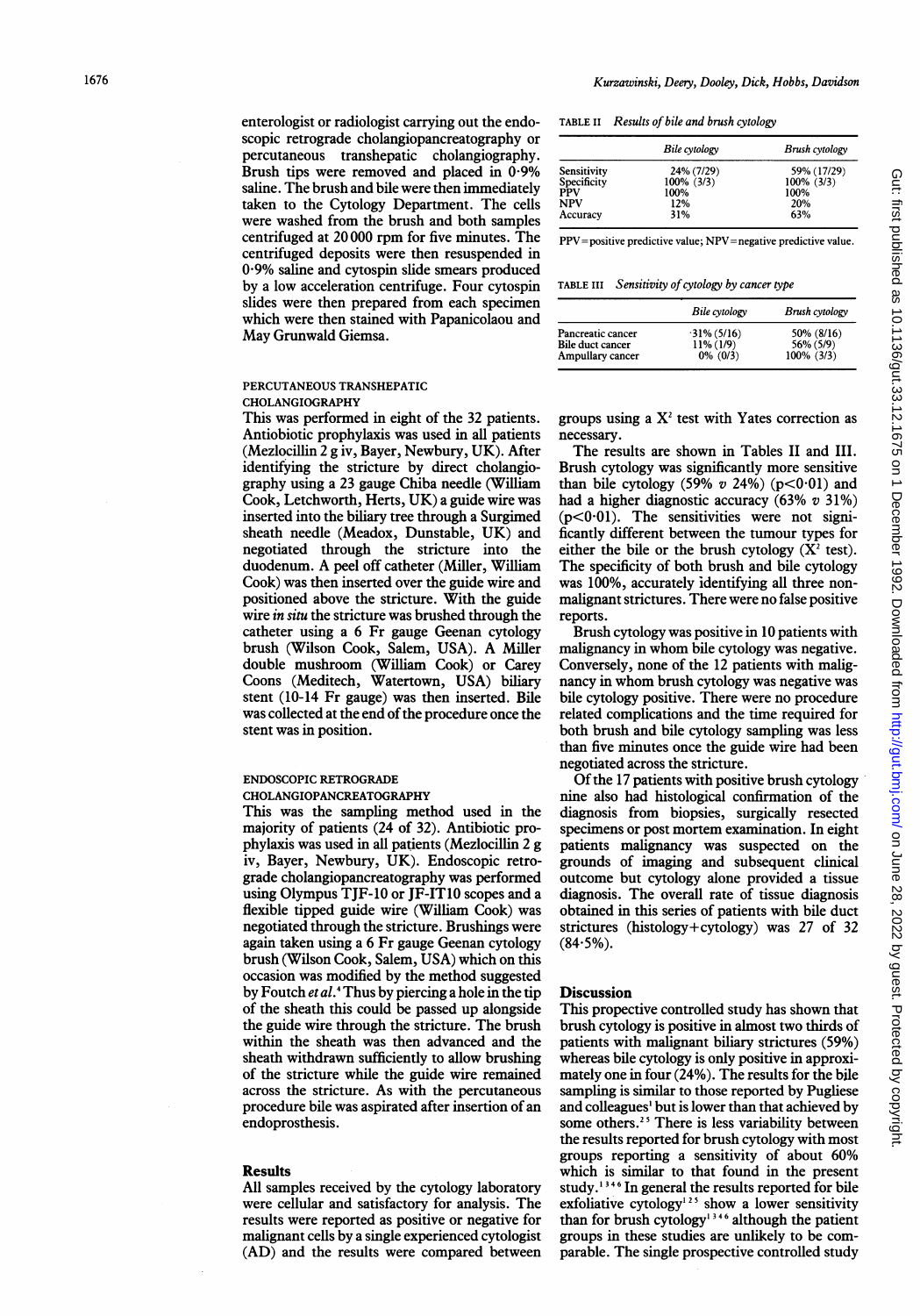enterologist or radiologist carrying out the endoscopic retrograde cholangiopancreatography or percutaneous transhepatic cholangiography. Brush tips were removed and placed in 0·9% saline. The brush and bile were then immediately taken to the Cytology Department. The cells were washed from the brush and both samples centrifuged at 20 000 rpm for five minutes. The centrifuged deposits were then resuspended in 0·9% saline and cytospin slide smears produced by a low acceleration centrifuge. Four cytospin slides were then prepared from each specimen which were then stained with Papanicolaou and May Grunwald Giemsa.

### PERCUTANEOUS TRANSHEPATIC CHOLANGIOGRAPHY

This was performed in eight of the 32 patients. Antiobiotic prophylaxis was used in all patients (Mezlocillin 2 g iv, Bayer, Newbury, UK). After identifying the stricture by direct cholangiography using a 23 gauge Chiba needle (William Cook, Letchworth, Herts, UK) a guide wire was inserted into the biliary tree through a Surgimed sheath needle (Meadox, Dunstable, UK) and negotiated through the stricture into the duodenum. A peel off catheter (Miller, William Cook) was then inserted over the guide wire and positioned above the stricture. With the guide wire *in situ* the stricture was brushed through the catheter using a 6 Fr gauge Geenan cytology brush (Wilson Cook, Salem, USA). A Miller double mushroom (William Cook) or Carey Coons (Meditech, Watertown, USA) biliary stent (10-14 Fr gauge) was then inserted. Bile was collected at the end of the procedure once the stent was in position.

### ENDOSCOPIC RETROGRADE CHOLANGIOPANCREATOGRAPHY

This was the sampling method used in the majority of patients (24 of 32). Antibiotic prophylaxis was used in all patients (Mezlocillin 2 g iv, Bayer, Newbury, UK). Endoscopic retrograde cholangiopancreatography was performed using Olympus TJF-10 or JF-IT10 scopes and a flexible tipped guide wire (William Cook) was negotiated through the stricture. Brushings were again taken using a 6 Fr gauge Geenan cytology brush (Wilson Cook, Salem, USA) which on this occasion was modified by the method suggested by Foutch *et al*.[4] Thus by piercing a hole in the tip of the sheath this could be passed up alongside the guide wire through the stricture. The brush within the sheath was then advanced and the sheath withdrawn sufficiently to allow brushing of the stricture while the guide wire remained across the stricture. As with the percutaneous procedure bile was aspirated after insertion of an endoprosthesis.

## Results

All samples received by the cytology laboratory were cellular and satisfactory for analysis. The results were reported as positive or negative for malignant cells by a single experienced cytologist (AD) and the results were compared between groups using a $X^2$ test with Yates correction as necessary.

TABLE II *Results of bile and brush cytology*

| | *Bile cytology* | *Brush cytology* |
|---|---|---|
| Sensitivity | 24% (7/29) | 59% (17/29) |
| Specificity | 100% (3/3) | 100% (3/3) |
| PPV | 100% | 100% |
| NPV | 12% | 20% |
| Accuracy | 31% | 63% |

PPV=positive predictive value; NPV=negative predictive value.

TABLE III *Sensitivity of cytology by cancer type*

| | *Bile cytology* | *Brush cytology* |
|---|---|---|
| Pancreatic cancer | 31% (5/16) | 50% (8/16) |
| Bile duct cancer | 11% (1/9) | 56% (5/9) |
| Ampullary cancer | 0% (0/3) | 100% (3/3) |

The results are shown in Tables II and III. Brush cytology was significantly more sensitive than bile cytology (59% *v* 24%) ($p<0·01$) and had a higher diagnostic accuracy (63% *v* 31%) ($p<0·01$). The sensitivities were not significantly different between the tumour types for either the bile or the brush cytology ($X^2$ test). The specificity of both brush and bile cytology was 100%, accurately identifying all three non-malignant strictures. There were no false positive reports.

Brush cytology was positive in 10 patients with malignancy in whom bile cytology was negative. Conversely, none of the 12 patients with malignancy in whom brush cytology was negative was bile cytology positive. There were no procedure related complications and the time required for both brush and bile cytology sampling was less than five minutes once the guide wire had been negotiated across the stricture.

Of the 17 patients with positive brush cytology nine also had histological confirmation of the diagnosis from biopsies, surgically resected specimens or post mortem examination. In eight patients malignancy was suspected on the grounds of imaging and subsequent clinical outcome but cytology alone provided a tissue diagnosis. The overall rate of tissue diagnosis obtained in this series of patients with bile duct strictures (histology+cytology) was 27 of 32 (84·5%).

## Discussion

This prospective controlled study has shown that brush cytology is positive in almost two thirds of patients with malignant biliary strictures (59%) whereas bile cytology is only positive in approximately one in four (24%). The results for the bile sampling is similar to those reported by Pugliese and colleagues[1] but is lower than that achieved by some others.[2,5] There is less variability between the results reported for brush cytology with most groups reporting a sensitivity of about 60% which is similar to that found in the present study.[1,3,4,6] In general the results reported for bile exfoliative cytology[1,2,5] show a lower sensitivity than for brush cytology[1,3,4,6] although the patient groups in these studies are unlikely to be comparable. The single prospective controlled study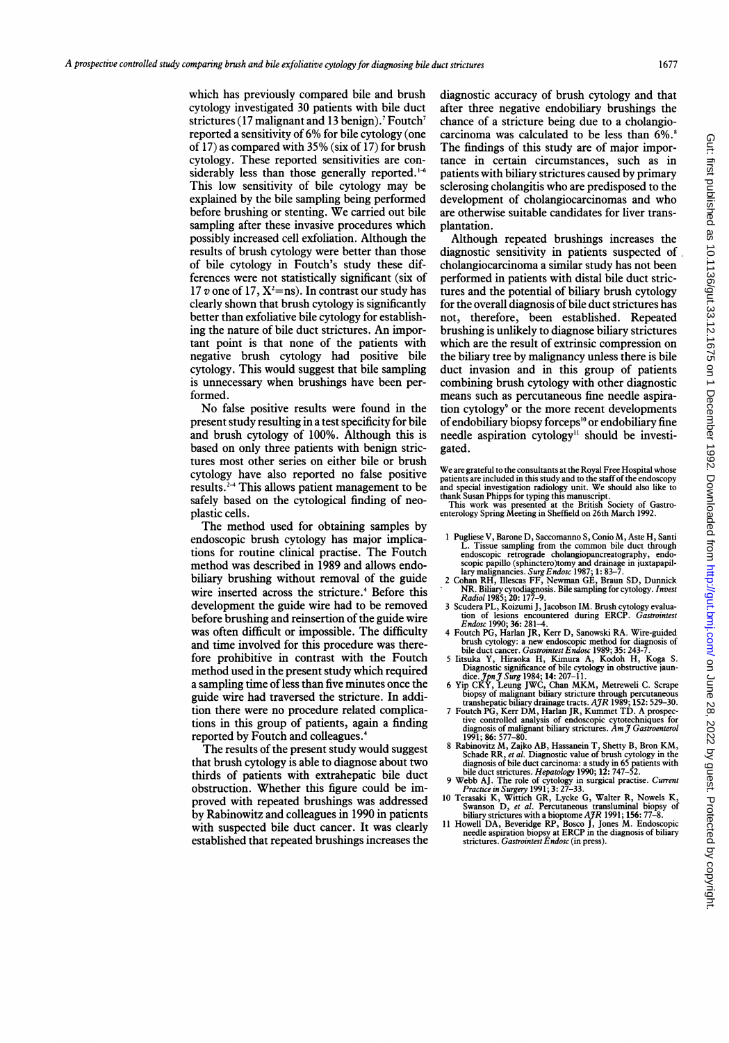which has previously compared bile and brush cytology investigated 30 patients with bile duct strictures (17 malignant and 13 benign).[7] Foutch[7] reported a sensitivity of 6% for bile cytology (one of 17) as compared with 35% (six of 17) for brush cytology. These reported sensitivities are considerably less than those generally reported.[1-6] This low sensitivity of bile cytology may be explained by the bile sampling being performed before brushing or stenting. We carried out bile sampling after these invasive procedures which possibly increased cell exfoliation. Although the results of brush cytology were better than those of bile cytology in Foutch's study these differences were not statistically significant (six of 17 *v* one of 17, $X^2$=ns). In contrast our study has clearly shown that brush cytology is significantly better than exfoliative bile cytology for establishing the nature of bile duct strictures. An important point is that none of the patients with negative brush cytology had positive bile cytology. This would suggest that bile sampling is unnecessary when brushings have been performed.

No false positive results were found in the present study resulting in a test specificity for bile and brush cytology of 100%. Although this is based on only three patients with benign strictures most other series on either bile or brush cytology have also reported no false positive results.[2-4] This allows patient management to be safely based on the cytological finding of neoplastic cells.

The method used for obtaining samples by endoscopic brush cytology has major implications for routine clinical practise. The Foutch method was described in 1989 and allows endobiliary brushing without removal of the guide wire inserted across the stricture.[4] Before this development the guide wire had to be removed before brushing and reinsertion of the guide wire was often difficult or impossible. The difficulty and time involved for this procedure was therefore prohibitive in contrast with the Foutch method used in the present study which required a sampling time of less than five minutes once the guide wire had traversed the stricture. In addition there were no procedure related complications in this group of patients, again a finding reported by Foutch and colleagues.[4]

The results of the present study would suggest that brush cytology is able to diagnose about two thirds of patients with extrahepatic bile duct obstruction. Whether this figure could be improved with repeated brushings was addressed by Rabinowitz and colleagues in 1990 in patients with suspected bile duct cancer. It was clearly established that repeated brushings increases the diagnostic accuracy of brush cytology and that after three negative endobiliary brushings the chance of a stricture being due to a cholangiocarcinoma was calculated to be less than 6%.[8] The findings of this study are of major importance in certain circumstances, such as in patients with biliary strictures caused by primary sclerosing cholangitis who are predisposed to the development of cholangiocarcinomas and who are otherwise suitable candidates for liver transplantation.

Although repeated brushings increases the diagnostic sensitivity in patients suspected of cholangiocarcinoma a similar study has not been performed in patients with distal bile duct strictures and the potential of biliary brush cytology for the overall diagnosis of bile duct strictures has not, therefore, been established. Repeated brushing is unlikely to diagnose biliary strictures which are the result of extrinsic compression on the biliary tree by malignancy unless there is bile duct invasion and in this group of patients combining brush cytology with other diagnostic means such as percutaneous fine needle aspiration cytology[9] or the more recent developments of endobiliary biopsy forceps[10] or endobiliary fine needle aspiration cytology[11] should be investigated.

We are grateful to the consultants at the Royal Free Hospital whose patients are included in this study and to the staff of the endoscopy and special investigation radiology unit. We should also like to thank Susan Phipps for typing this manuscript.

This work was presented at the British Society of Gastroenterology Spring Meeting in Sheffield on 26th March 1992.

1 Pugliese V, Barone D, Saccomanno S, Conio M, Aste H, Santi L. Tissue sampling from the common bile duct through endoscopic retrograde cholangiopancreatography, endoscopic papillo (sphinctero)tomy and drainage in juxtapapillary malignancies. *Surg Endosc* 1987; **1:** 83–7.

2 Cohan RH, Illescas FF, Newman GE, Braun SD, Dunnick NR. Biliary cytodiagnosis. Bile sampling for cytology. *Invest Radiol* 1985; **20:** 177–9.

3 Scudera PL, Koizumi J, Jacobson IM. Brush cytology evaluation of lesions encountered during ERCP. *Gastrointest Endosc* 1990; **36:** 281–4.

4 Foutch PG, Harlan JR, Kerr D, Sanowski RA. Wire-guided brush cytology: a new endoscopic method for diagnosis of bile duct cancer. *Gastrointest Endosc* 1989; **35:** 243–7.

5 Iitsuka Y, Hiraoka H, Kimura A, Kodoh H, Koga S. Diagnostic significance of bile cytology in obstructive jaundice. *Jpn J Surg* 1984; **14:** 207–11.

6 Yip CKY, Leung JWC, Chan MKM, Metreweli C. Scrape biopsy of malignant biliary stricture through percutaneous transhepatic biliary drainage tracts. *AJR* 1989; **152:** 529–30.

7 Foutch PG, Kerr DM, Harlan JR, Kummet TD. A prospective controlled analysis of endoscopic cytotechniques for diagnosis of malignant biliary strictures. *Am J Gastroenterol* 1991; **86:** 577–80.

8 Rabinovitz M, Zajko AB, Hassanein T, Shetty B, Bron KM, Schade RR, *et al.* Diagnostic value of brush cytology in the diagnosis of bile duct carcinoma: a study in 65 patients with bile duct strictures. *Hepatology* 1990; **12:** 747–52.

9 Webb AJ. The role of cytology in surgical practice. *Current Practice in Surgery* 1991; **3:** 27–33.

10 Terasaki K, Wittich GR, Lycke G, Walter R, Nowels K, Swanson D, *et al.* Percutaneous transluminal biopsy of biliary strictures with a bioptome *AJR* 1991; **156:** 77–8.

11 Howell DA, Beveridge RP, Bosco J, Jones M. Endoscopic needle aspiration biopsy at ERCP in the diagnosis of biliary strictures. *Gastrointest Endosc* (in press).